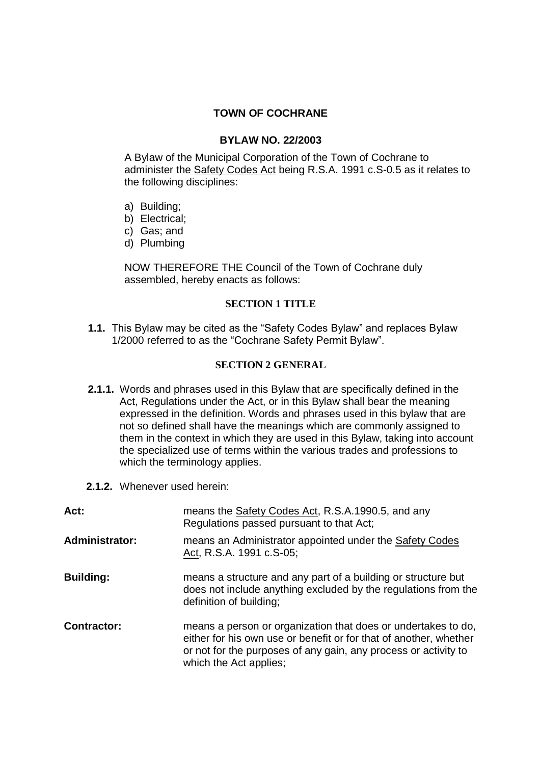# TOWN OF COCHRANE

## BYLAW NO. 22/2003

A Bylaw of the Municipal Corporation of the Town of Cochrane to administer the Safety Codes Act being R.S.A. 1991 c.S-0.5 as it relates to the following disciplines:

a) Building;
b) Electrical;
c) Gas; and
d) Plumbing

NOW THEREFORE THE Council of the Town of Cochrane duly assembled, hereby enacts as follows:

### SECTION 1 TITLE

**1.1.** This Bylaw may be cited as the “Safety Codes Bylaw” and replaces Bylaw 1/2000 referred to as the “Cochrane Safety Permit Bylaw”.

### SECTION 2 GENERAL

**2.1.1.** Words and phrases used in this Bylaw that are specifically defined in the Act, Regulations under the Act, or in this Bylaw shall bear the meaning expressed in the definition. Words and phrases used in this bylaw that are not so defined shall have the meanings which are commonly assigned to them in the context in which they are used in this Bylaw, taking into account the specialized use of terms within the various trades and professions to which the terminology applies.

**2.1.2.** Whenever used herein:

**Act:** means the Safety Codes Act, R.S.A.1990.5, and any Regulations passed pursuant to that Act;

**Administrator:** means an Administrator appointed under the Safety Codes Act, R.S.A. 1991 c.S-05;

**Building:** means a structure and any part of a building or structure but does not include anything excluded by the regulations from the definition of building;

**Contractor:** means a person or organization that does or undertakes to do, either for his own use or benefit or for that of another, whether or not for the purposes of any gain, any process or activity to which the Act applies;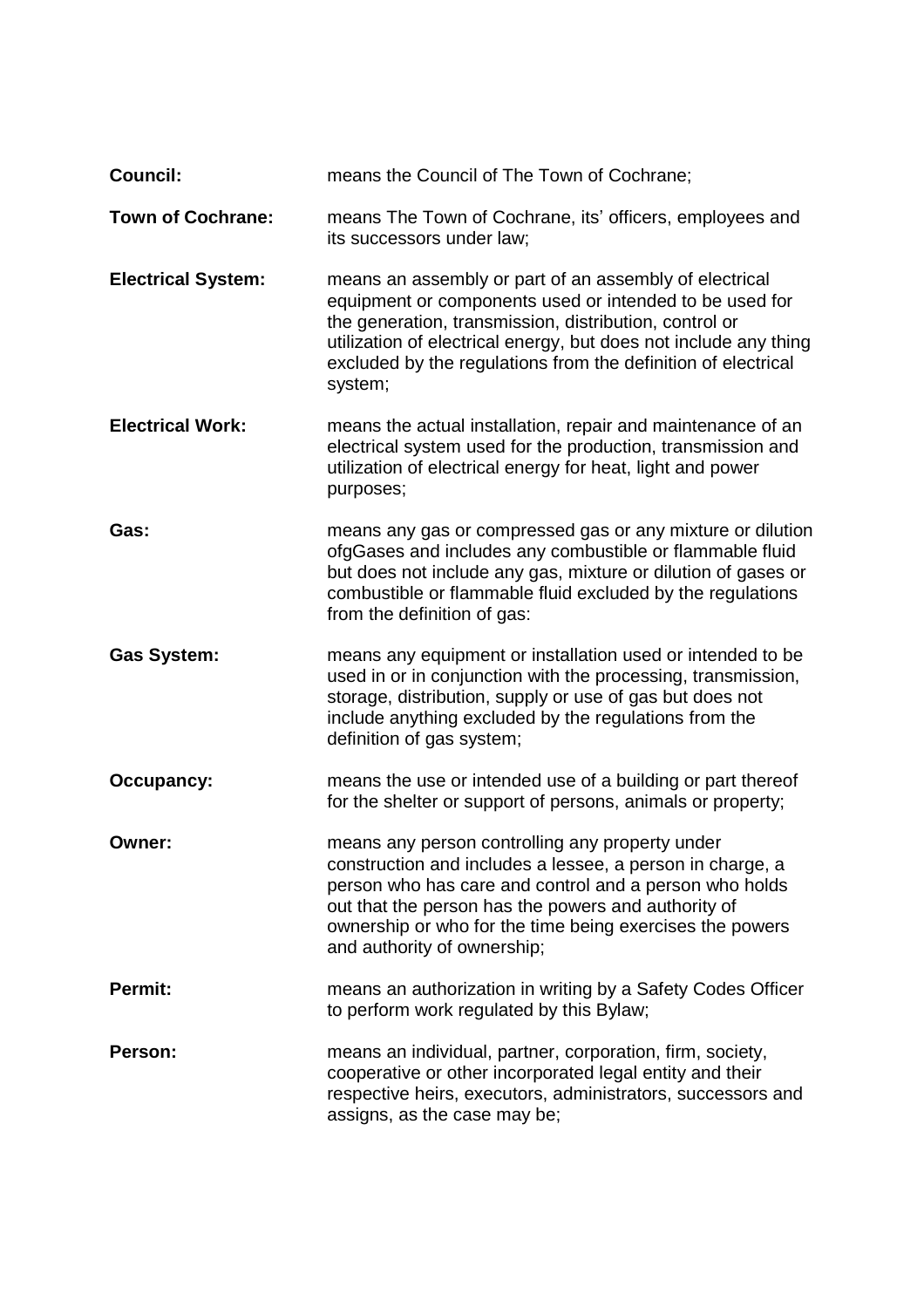**Council:** means the Council of The Town of Cochrane;

**Town of Cochrane:** means The Town of Cochrane, its' officers, employees and its successors under law;

**Electrical System:** means an assembly or part of an assembly of electrical equipment or components used or intended to be used for the generation, transmission, distribution, control or utilization of electrical energy, but does not include any thing excluded by the regulations from the definition of electrical system;

**Electrical Work:** means the actual installation, repair and maintenance of an electrical system used for the production, transmission and utilization of electrical energy for heat, light and power purposes;

**Gas:** means any gas or compressed gas or any mixture or dilution ofgGases and includes any combustible or flammable fluid but does not include any gas, mixture or dilution of gases or combustible or flammable fluid excluded by the regulations from the definition of gas:

**Gas System:** means any equipment or installation used or intended to be used in or in conjunction with the processing, transmission, storage, distribution, supply or use of gas but does not include anything excluded by the regulations from the definition of gas system;

**Occupancy:** means the use or intended use of a building or part thereof for the shelter or support of persons, animals or property;

**Owner:** means any person controlling any property under construction and includes a lessee, a person in charge, a person who has care and control and a person who holds out that the person has the powers and authority of ownership or who for the time being exercises the powers and authority of ownership;

**Permit:** means an authorization in writing by a Safety Codes Officer to perform work regulated by this Bylaw;

**Person:** means an individual, partner, corporation, firm, society, cooperative or other incorporated legal entity and their respective heirs, executors, administrators, successors and assigns, as the case may be;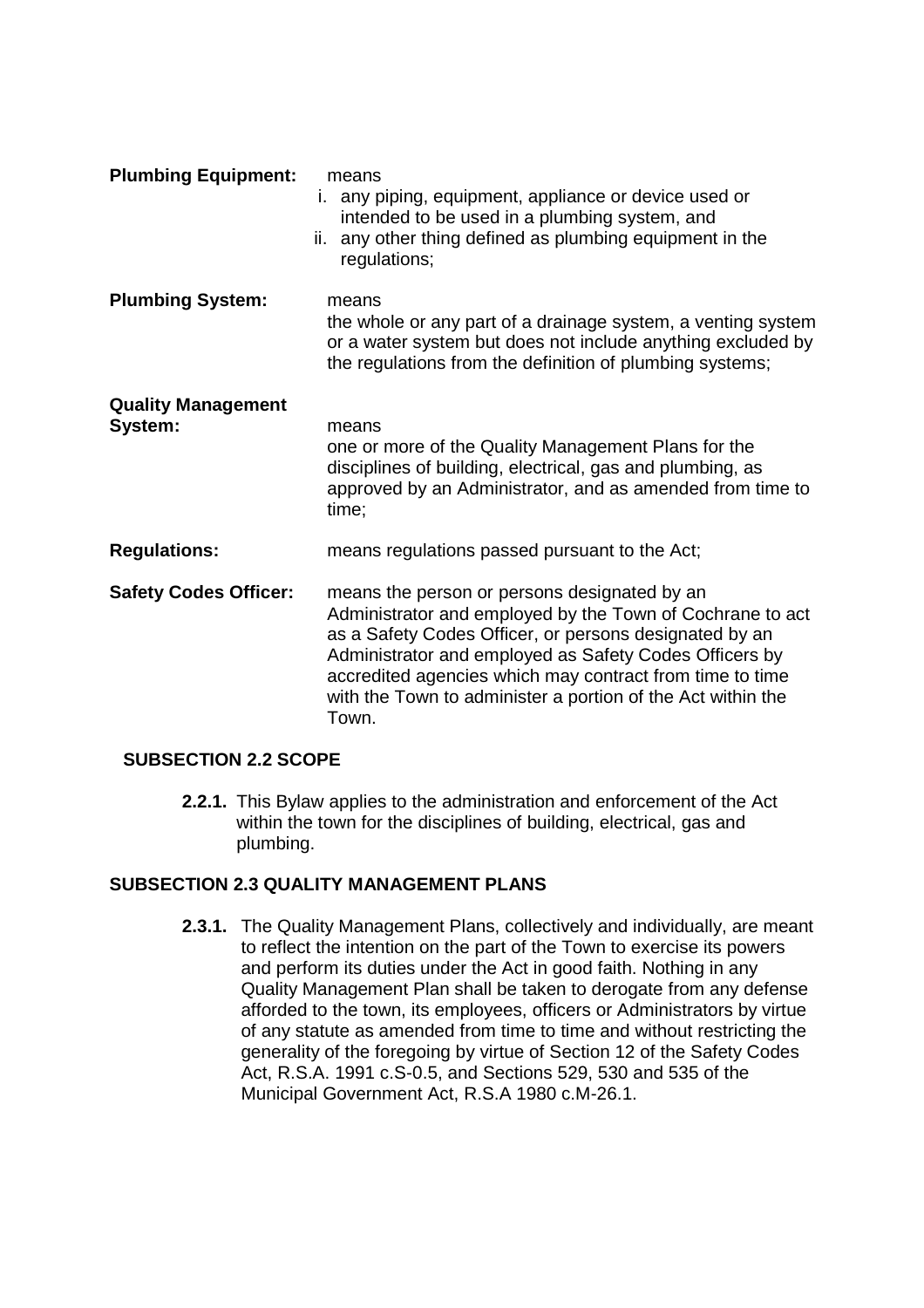**Plumbing Equipment:** means

i. any piping, equipment, appliance or device used or intended to be used in a plumbing system, and
ii. any other thing defined as plumbing equipment in the regulations;

**Plumbing System:** means
the whole or any part of a drainage system, a venting system or a water system but does not include anything excluded by the regulations from the definition of plumbing systems;

**Quality Management System:** means
one or more of the Quality Management Plans for the disciplines of building, electrical, gas and plumbing, as approved by an Administrator, and as amended from time to time;

**Regulations:** means regulations passed pursuant to the Act;

**Safety Codes Officer:** means the person or persons designated by an Administrator and employed by the Town of Cochrane to act as a Safety Codes Officer, or persons designated by an Administrator and employed as Safety Codes Officers by accredited agencies which may contract from time to time with the Town to administer a portion of the Act within the Town.

### SUBSECTION 2.2 SCOPE

**2.2.1.** This Bylaw applies to the administration and enforcement of the Act within the town for the disciplines of building, electrical, gas and plumbing.

### SUBSECTION 2.3 QUALITY MANAGEMENT PLANS

**2.3.1.** The Quality Management Plans, collectively and individually, are meant to reflect the intention on the part of the Town to exercise its powers and perform its duties under the Act in good faith. Nothing in any Quality Management Plan shall be taken to derogate from any defense afforded to the town, its employees, officers or Administrators by virtue of any statute as amended from time to time and without restricting the generality of the foregoing by virtue of Section 12 of the Safety Codes Act, R.S.A. 1991 c.S-0.5, and Sections 529, 530 and 535 of the Municipal Government Act, R.S.A 1980 c.M-26.1.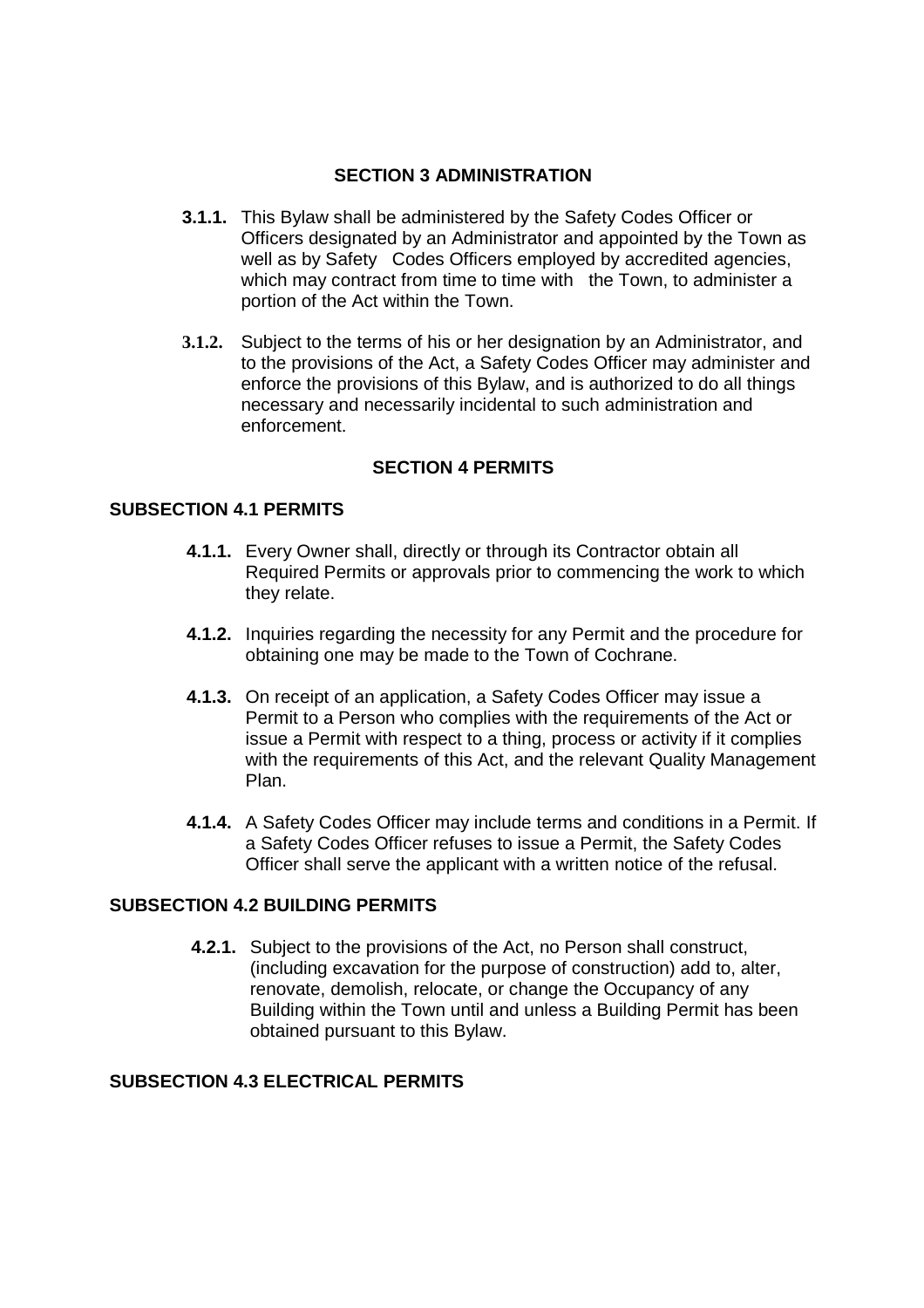## SECTION 3 ADMINISTRATION

**3.1.1.** This Bylaw shall be administered by the Safety Codes Officer or Officers designated by an Administrator and appointed by the Town as well as by Safety Codes Officers employed by accredited agencies, which may contract from time to time with the Town, to administer a portion of the Act within the Town.

**3.1.2.** Subject to the terms of his or her designation by an Administrator, and to the provisions of the Act, a Safety Codes Officer may administer and enforce the provisions of this Bylaw, and is authorized to do all things necessary and necessarily incidental to such administration and enforcement.

## SECTION 4 PERMITS

### SUBSECTION 4.1 PERMITS

**4.1.1.** Every Owner shall, directly or through its Contractor obtain all Required Permits or approvals prior to commencing the work to which they relate.

**4.1.2.** Inquiries regarding the necessity for any Permit and the procedure for obtaining one may be made to the Town of Cochrane.

**4.1.3.** On receipt of an application, a Safety Codes Officer may issue a Permit to a Person who complies with the requirements of the Act or issue a Permit with respect to a thing, process or activity if it complies with the requirements of this Act, and the relevant Quality Management Plan.

**4.1.4.** A Safety Codes Officer may include terms and conditions in a Permit. If a Safety Codes Officer refuses to issue a Permit, the Safety Codes Officer shall serve the applicant with a written notice of the refusal.

### SUBSECTION 4.2 BUILDING PERMITS

**4.2.1.** Subject to the provisions of the Act, no Person shall construct, (including excavation for the purpose of construction) add to, alter, renovate, demolish, relocate, or change the Occupancy of any Building within the Town until and unless a Building Permit has been obtained pursuant to this Bylaw.

### SUBSECTION 4.3 ELECTRICAL PERMITS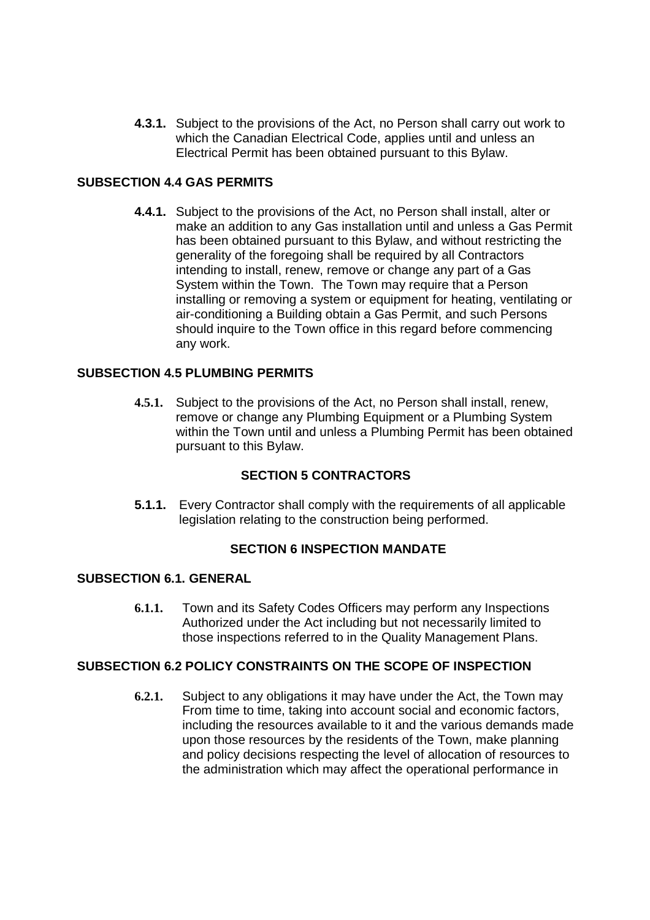**4.3.1.** Subject to the provisions of the Act, no Person shall carry out work to which the Canadian Electrical Code, applies until and unless an Electrical Permit has been obtained pursuant to this Bylaw.

### SUBSECTION 4.4 GAS PERMITS

**4.4.1.** Subject to the provisions of the Act, no Person shall install, alter or make an addition to any Gas installation until and unless a Gas Permit has been obtained pursuant to this Bylaw, and without restricting the generality of the foregoing shall be required by all Contractors intending to install, renew, remove or change any part of a Gas System within the Town. The Town may require that a Person installing or removing a system or equipment for heating, ventilating or air-conditioning a Building obtain a Gas Permit, and such Persons should inquire to the Town office in this regard before commencing any work.

### SUBSECTION 4.5 PLUMBING PERMITS

**4.5.1.** Subject to the provisions of the Act, no Person shall install, renew, remove or change any Plumbing Equipment or a Plumbing System within the Town until and unless a Plumbing Permit has been obtained pursuant to this Bylaw.

## SECTION 5 CONTRACTORS

**5.1.1.** Every Contractor shall comply with the requirements of all applicable legislation relating to the construction being performed.

## SECTION 6 INSPECTION MANDATE

### SUBSECTION 6.1. GENERAL

**6.1.1.** Town and its Safety Codes Officers may perform any Inspections Authorized under the Act including but not necessarily limited to those inspections referred to in the Quality Management Plans.

### SUBSECTION 6.2 POLICY CONSTRAINTS ON THE SCOPE OF INSPECTION

**6.2.1.** Subject to any obligations it may have under the Act, the Town may From time to time, taking into account social and economic factors, including the resources available to it and the various demands made upon those resources by the residents of the Town, make planning and policy decisions respecting the level of allocation of resources to the administration which may affect the operational performance in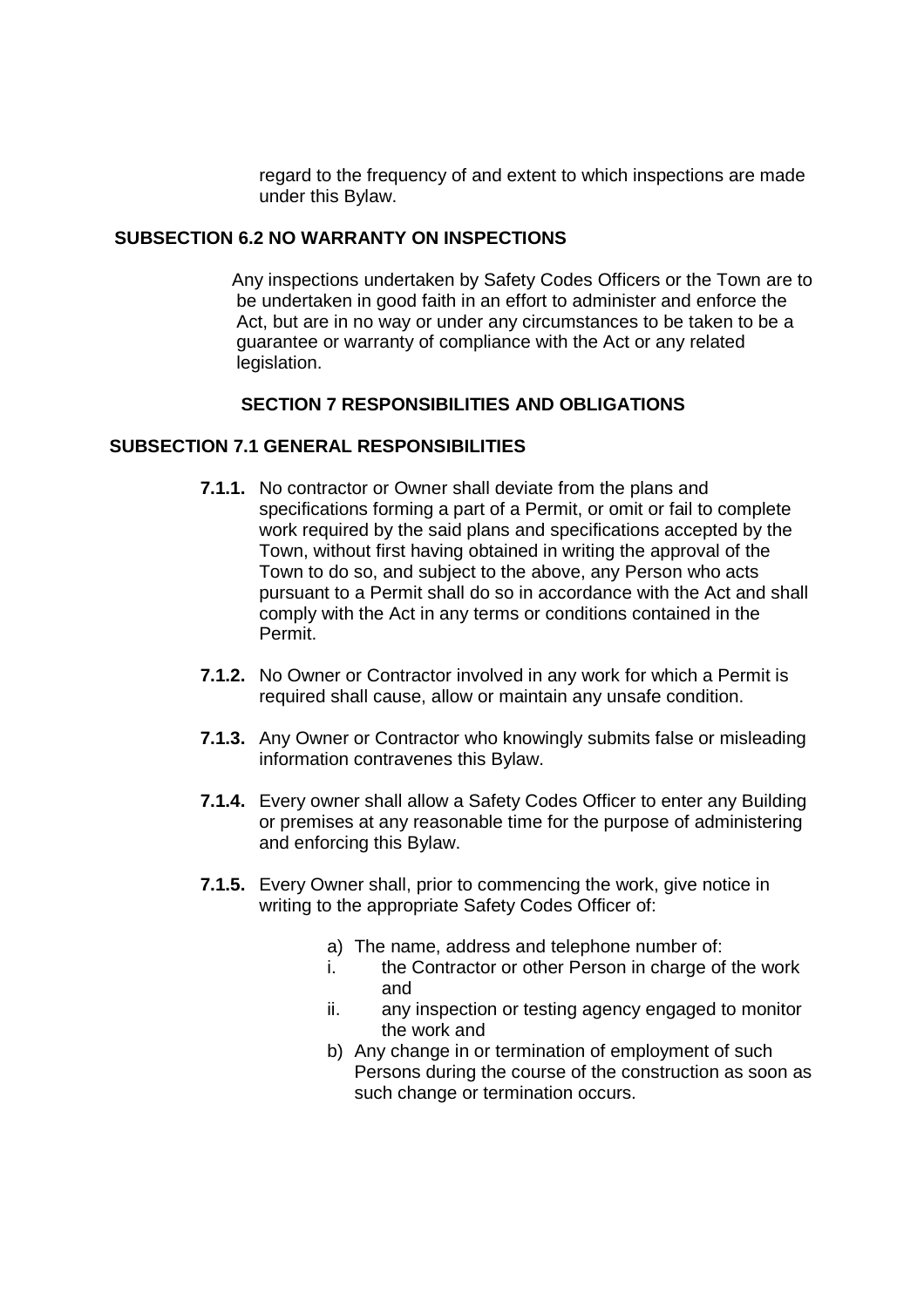regard to the frequency of and extent to which inspections are made under this Bylaw.

### SUBSECTION 6.2 NO WARRANTY ON INSPECTIONS

Any inspections undertaken by Safety Codes Officers or the Town are to be undertaken in good faith in an effort to administer and enforce the Act, but are in no way or under any circumstances to be taken to be a guarantee or warranty of compliance with the Act or any related legislation.

## SECTION 7 RESPONSIBILITIES AND OBLIGATIONS

### SUBSECTION 7.1 GENERAL RESPONSIBILITIES

**7.1.1.** No contractor or Owner shall deviate from the plans and specifications forming a part of a Permit, or omit or fail to complete work required by the said plans and specifications accepted by the Town, without first having obtained in writing the approval of the Town to do so, and subject to the above, any Person who acts pursuant to a Permit shall do so in accordance with the Act and shall comply with the Act in any terms or conditions contained in the Permit.

**7.1.2.** No Owner or Contractor involved in any work for which a Permit is required shall cause, allow or maintain any unsafe condition.

**7.1.3.** Any Owner or Contractor who knowingly submits false or misleading information contravenes this Bylaw.

**7.1.4.** Every owner shall allow a Safety Codes Officer to enter any Building or premises at any reasonable time for the purpose of administering and enforcing this Bylaw.

**7.1.5.** Every Owner shall, prior to commencing the work, give notice in writing to the appropriate Safety Codes Officer of:

a) The name, address and telephone number of:
   i. the Contractor or other Person in charge of the work and
   ii. any inspection or testing agency engaged to monitor the work and

b) Any change in or termination of employment of such Persons during the course of the construction as soon as such change or termination occurs.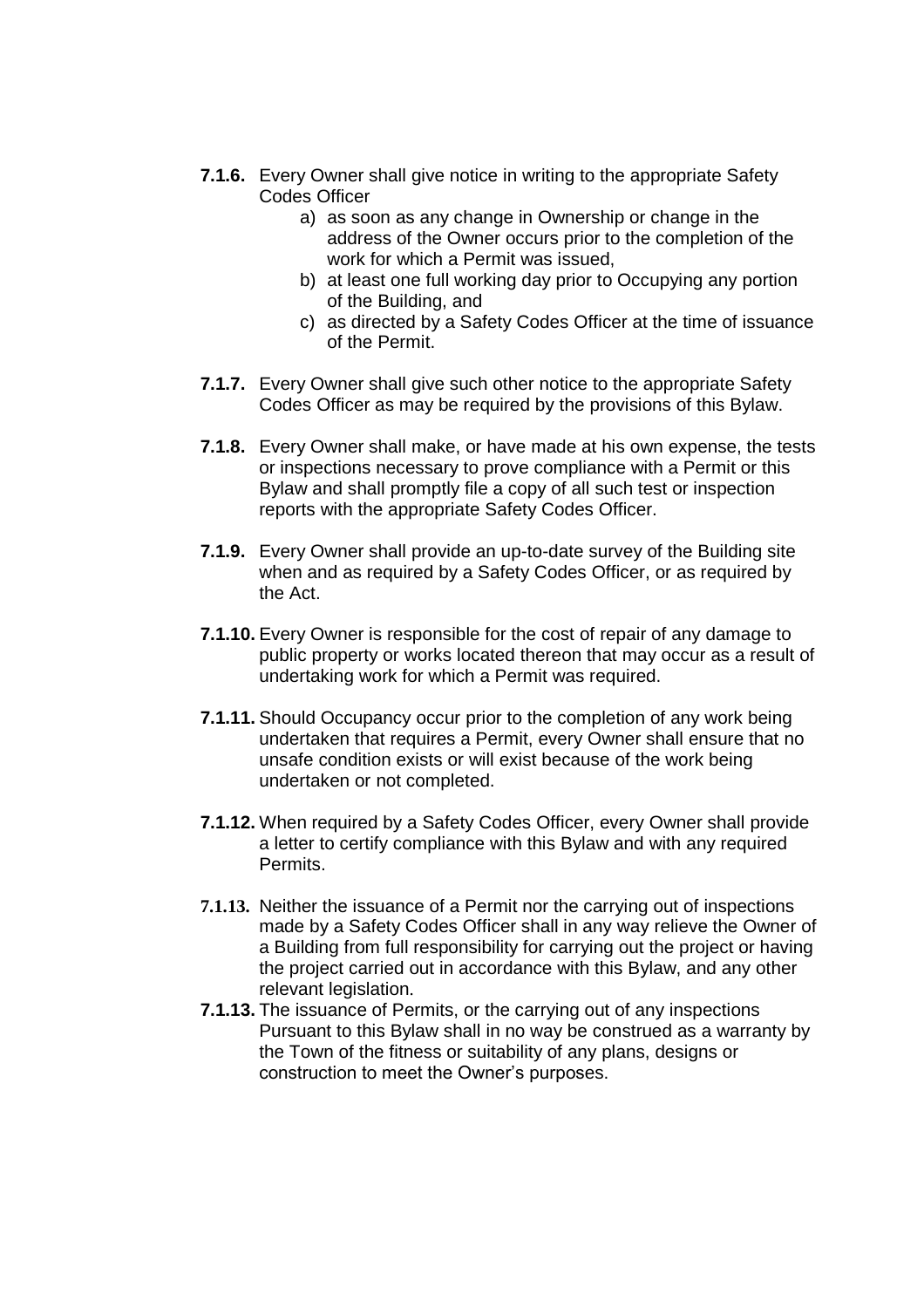**7.1.6.** Every Owner shall give notice in writing to the appropriate Safety Codes Officer

a) as soon as any change in Ownership or change in the address of the Owner occurs prior to the completion of the work for which a Permit was issued,
b) at least one full working day prior to Occupying any portion of the Building, and
c) as directed by a Safety Codes Officer at the time of issuance of the Permit.

**7.1.7.** Every Owner shall give such other notice to the appropriate Safety Codes Officer as may be required by the provisions of this Bylaw.

**7.1.8.** Every Owner shall make, or have made at his own expense, the tests or inspections necessary to prove compliance with a Permit or this Bylaw and shall promptly file a copy of all such test or inspection reports with the appropriate Safety Codes Officer.

**7.1.9.** Every Owner shall provide an up-to-date survey of the Building site when and as required by a Safety Codes Officer, or as required by the Act.

**7.1.10.** Every Owner is responsible for the cost of repair of any damage to public property or works located thereon that may occur as a result of undertaking work for which a Permit was required.

**7.1.11.** Should Occupancy occur prior to the completion of any work being undertaken that requires a Permit, every Owner shall ensure that no unsafe condition exists or will exist because of the work being undertaken or not completed.

**7.1.12.** When required by a Safety Codes Officer, every Owner shall provide a letter to certify compliance with this Bylaw and with any required Permits.

**7.1.13.** Neither the issuance of a Permit nor the carrying out of inspections made by a Safety Codes Officer shall in any way relieve the Owner of a Building from full responsibility for carrying out the project or having the project carried out in accordance with this Bylaw, and any other relevant legislation.

**7.1.13.** The issuance of Permits, or the carrying out of any inspections Pursuant to this Bylaw shall in no way be construed as a warranty by the Town of the fitness or suitability of any plans, designs or construction to meet the Owner's purposes.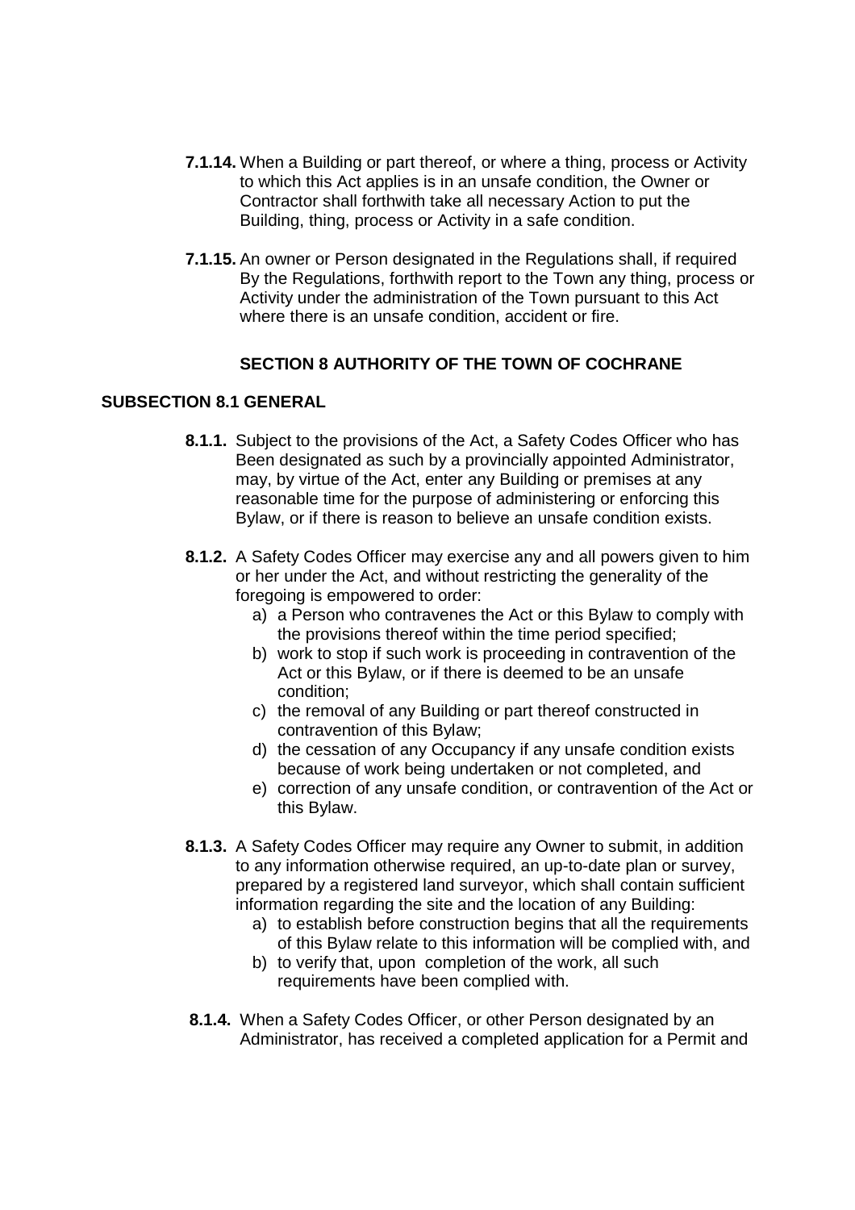**7.1.14.** When a Building or part thereof, or where a thing, process or Activity to which this Act applies is in an unsafe condition, the Owner or Contractor shall forthwith take all necessary Action to put the Building, thing, process or Activity in a safe condition.

**7.1.15.** An owner or Person designated in the Regulations shall, if required By the Regulations, forthwith report to the Town any thing, process or Activity under the administration of the Town pursuant to this Act where there is an unsafe condition, accident or fire.

## SECTION 8 AUTHORITY OF THE TOWN OF COCHRANE

### SUBSECTION 8.1 GENERAL

**8.1.1.** Subject to the provisions of the Act, a Safety Codes Officer who has Been designated as such by a provincially appointed Administrator, may, by virtue of the Act, enter any Building or premises at any reasonable time for the purpose of administering or enforcing this Bylaw, or if there is reason to believe an unsafe condition exists.

**8.1.2.** A Safety Codes Officer may exercise any and all powers given to him or her under the Act, and without restricting the generality of the foregoing is empowered to order:

a) a Person who contravenes the Act or this Bylaw to comply with the provisions thereof within the time period specified;
b) work to stop if such work is proceeding in contravention of the Act or this Bylaw, or if there is deemed to be an unsafe condition;
c) the removal of any Building or part thereof constructed in contravention of this Bylaw;
d) the cessation of any Occupancy if any unsafe condition exists because of work being undertaken or not completed, and
e) correction of any unsafe condition, or contravention of the Act or this Bylaw.

**8.1.3.** A Safety Codes Officer may require any Owner to submit, in addition to any information otherwise required, an up-to-date plan or survey, prepared by a registered land surveyor, which shall contain sufficient information regarding the site and the location of any Building:

a) to establish before construction begins that all the requirements of this Bylaw relate to this information will be complied with, and
b) to verify that, upon completion of the work, all such requirements have been complied with.

**8.1.4.** When a Safety Codes Officer, or other Person designated by an Administrator, has received a completed application for a Permit and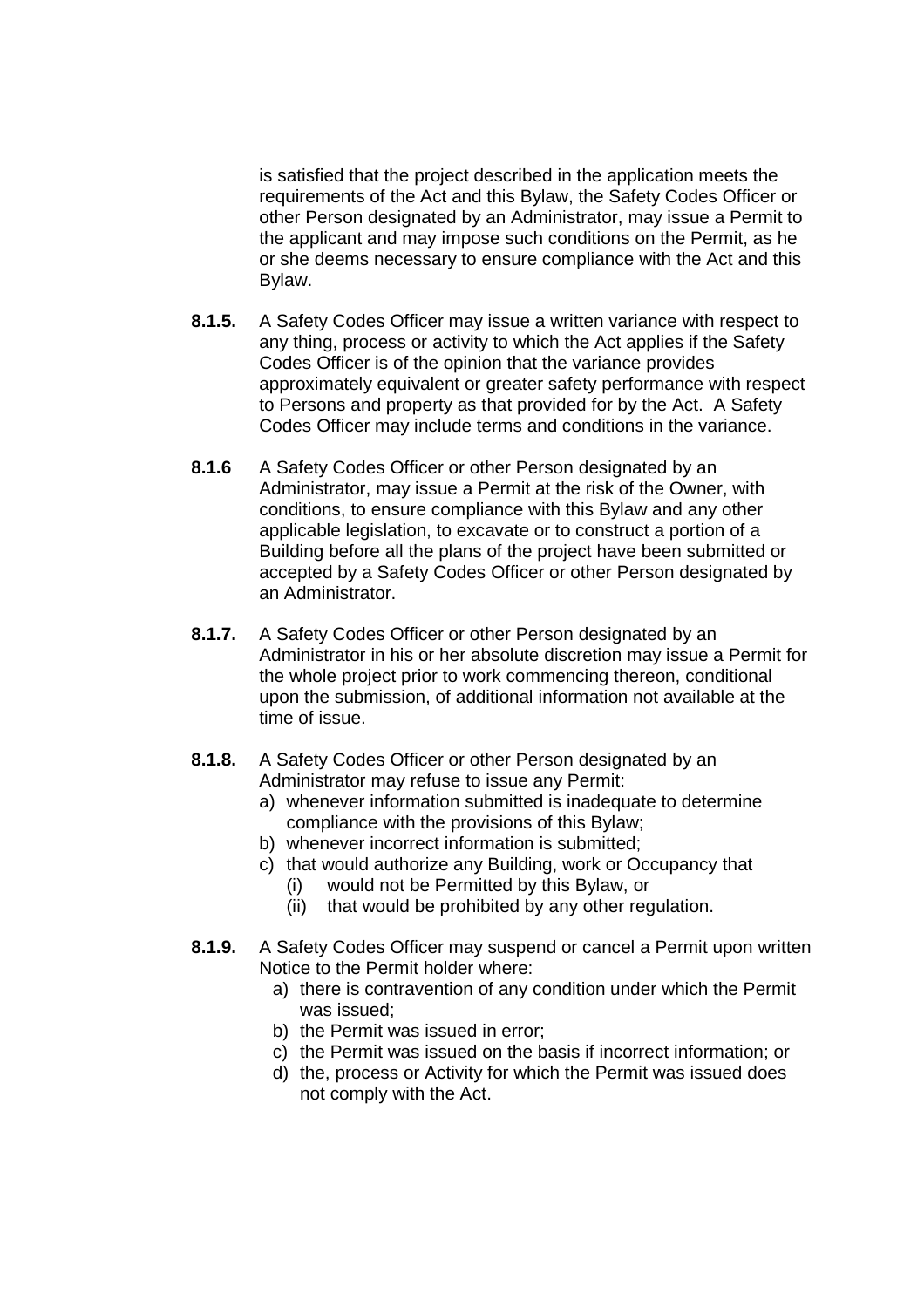is satisfied that the project described in the application meets the requirements of the Act and this Bylaw, the Safety Codes Officer or other Person designated by an Administrator, may issue a Permit to the applicant and may impose such conditions on the Permit, as he or she deems necessary to ensure compliance with the Act and this Bylaw.

**8.1.5.** A Safety Codes Officer may issue a written variance with respect to any thing, process or activity to which the Act applies if the Safety Codes Officer is of the opinion that the variance provides approximately equivalent or greater safety performance with respect to Persons and property as that provided for by the Act. A Safety Codes Officer may include terms and conditions in the variance.

**8.1.6** A Safety Codes Officer or other Person designated by an Administrator, may issue a Permit at the risk of the Owner, with conditions, to ensure compliance with this Bylaw and any other applicable legislation, to excavate or to construct a portion of a Building before all the plans of the project have been submitted or accepted by a Safety Codes Officer or other Person designated by an Administrator.

**8.1.7.** A Safety Codes Officer or other Person designated by an Administrator in his or her absolute discretion may issue a Permit for the whole project prior to work commencing thereon, conditional upon the submission, of additional information not available at the time of issue.

**8.1.8.** A Safety Codes Officer or other Person designated by an Administrator may refuse to issue any Permit:

a) whenever information submitted is inadequate to determine compliance with the provisions of this Bylaw;
b) whenever incorrect information is submitted;
c) that would authorize any Building, work or Occupancy that
   (i) would not be Permitted by this Bylaw, or
   (ii) that would be prohibited by any other regulation.

**8.1.9.** A Safety Codes Officer may suspend or cancel a Permit upon written Notice to the Permit holder where:

a) there is contravention of any condition under which the Permit was issued;
b) the Permit was issued in error;
c) the Permit was issued on the basis if incorrect information; or
d) the, process or Activity for which the Permit was issued does not comply with the Act.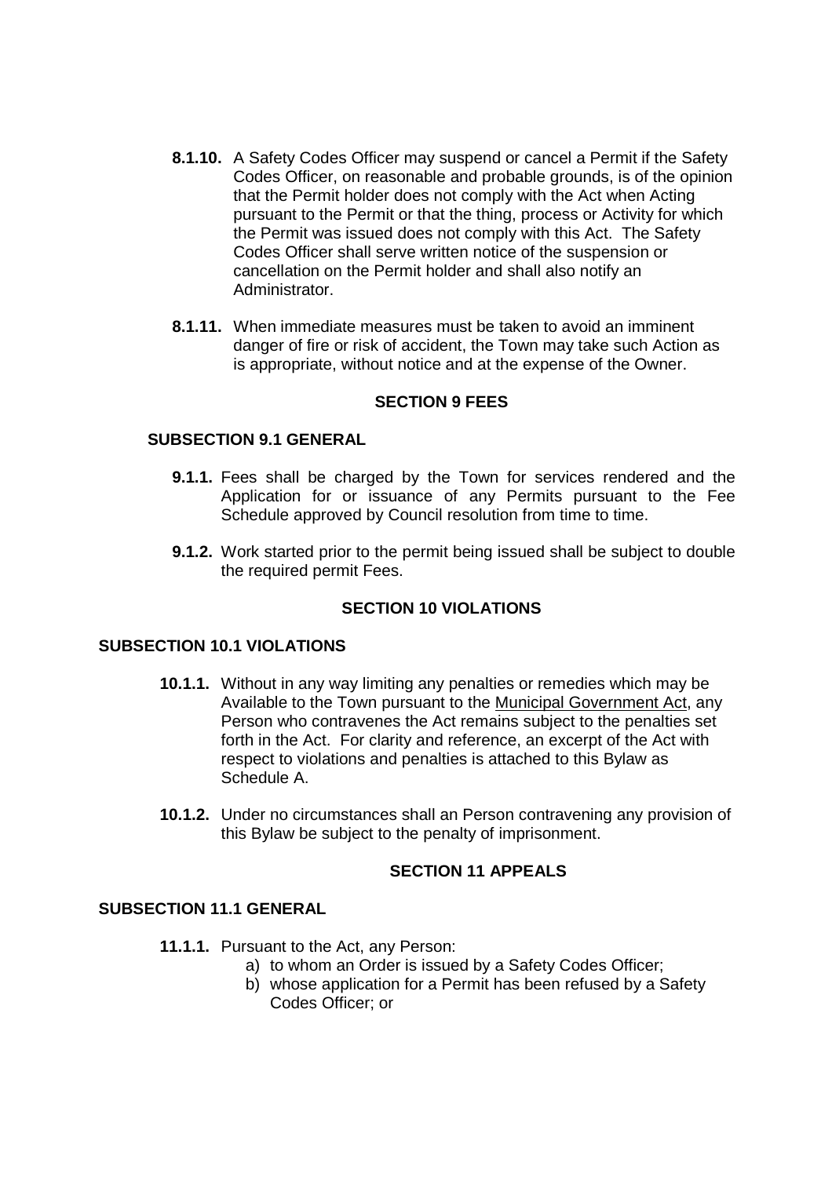**8.1.10.** A Safety Codes Officer may suspend or cancel a Permit if the Safety Codes Officer, on reasonable and probable grounds, is of the opinion that the Permit holder does not comply with the Act when Acting pursuant to the Permit or that the thing, process or Activity for which the Permit was issued does not comply with this Act. The Safety Codes Officer shall serve written notice of the suspension or cancellation on the Permit holder and shall also notify an Administrator.

**8.1.11.** When immediate measures must be taken to avoid an imminent danger of fire or risk of accident, the Town may take such Action as is appropriate, without notice and at the expense of the Owner.

## SECTION 9 FEES

### SUBSECTION 9.1 GENERAL

**9.1.1.** Fees shall be charged by the Town for services rendered and the Application for or issuance of any Permits pursuant to the Fee Schedule approved by Council resolution from time to time.

**9.1.2.** Work started prior to the permit being issued shall be subject to double the required permit Fees.

## SECTION 10 VIOLATIONS

### SUBSECTION 10.1 VIOLATIONS

**10.1.1.** Without in any way limiting any penalties or remedies which may be Available to the Town pursuant to the Municipal Government Act, any Person who contravenes the Act remains subject to the penalties set forth in the Act. For clarity and reference, an excerpt of the Act with respect to violations and penalties is attached to this Bylaw as Schedule A.

**10.1.2.** Under no circumstances shall an Person contravening any provision of this Bylaw be subject to the penalty of imprisonment.

## SECTION 11 APPEALS

### SUBSECTION 11.1 GENERAL

**11.1.1.** Pursuant to the Act, any Person:

a) to whom an Order is issued by a Safety Codes Officer;
b) whose application for a Permit has been refused by a Safety Codes Officer; or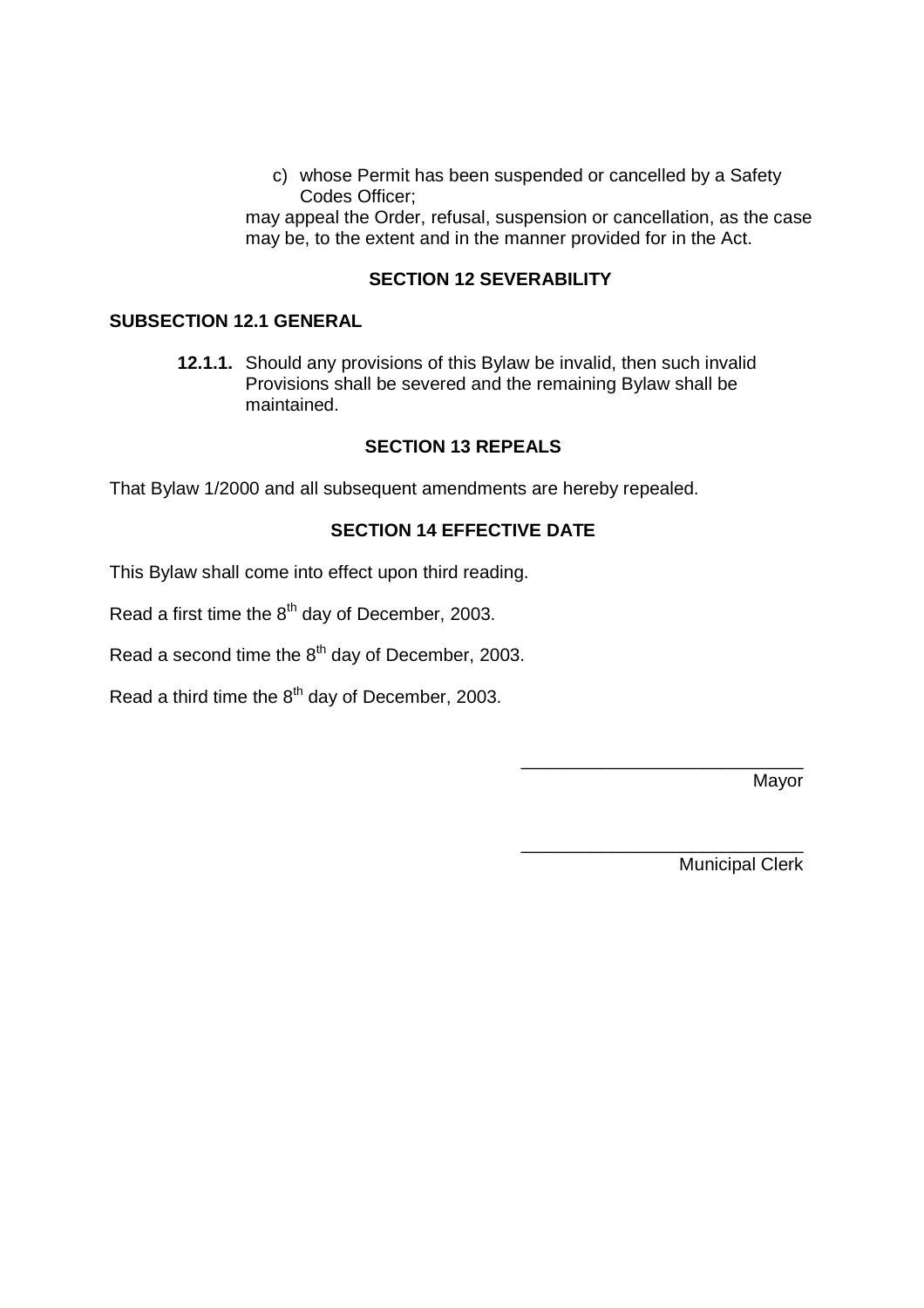c) whose Permit has been suspended or cancelled by a Safety Codes Officer;

may appeal the Order, refusal, suspension or cancellation, as the case may be, to the extent and in the manner provided for in the Act.

## SECTION 12 SEVERABILITY

### SUBSECTION 12.1 GENERAL

**12.1.1.** Should any provisions of this Bylaw be invalid, then such invalid Provisions shall be severed and the remaining Bylaw shall be maintained.

## SECTION 13 REPEALS

That Bylaw 1/2000 and all subsequent amendments are hereby repealed.

## SECTION 14 EFFECTIVE DATE

This Bylaw shall come into effect upon third reading.

Read a first time the 8th day of December, 2003.

Read a second time the 8th day of December, 2003.

Read a third time the 8th day of December, 2003.

\_\_\_\_\_\_\_\_\_\_\_\_\_\_\_\_\_\_\_\_\_\_\_\_\_\_\_\_
Mayor

\_\_\_\_\_\_\_\_\_\_\_\_\_\_\_\_\_\_\_\_\_\_\_\_\_\_\_\_
Municipal Clerk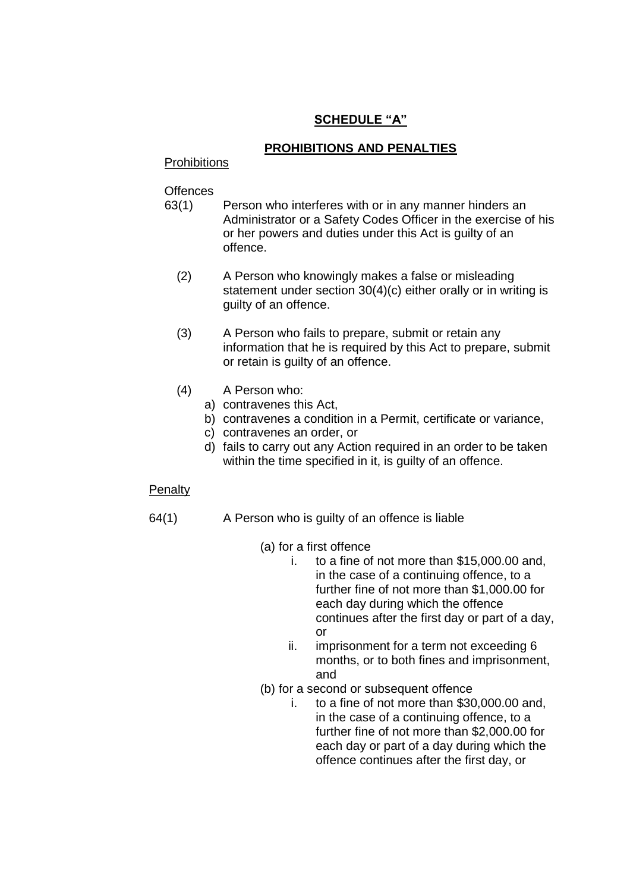# SCHEDULE "A"

## PROHIBITIONS AND PENALTIES

Prohibitions

Offences

63(1) Person who interferes with or in any manner hinders an Administrator or a Safety Codes Officer in the exercise of his or her powers and duties under this Act is guilty of an offence.

(2) A Person who knowingly makes a false or misleading statement under section 30(4)(c) either orally or in writing is guilty of an offence.

(3) A Person who fails to prepare, submit or retain any information that he is required by this Act to prepare, submit or retain is guilty of an offence.

(4) A Person who:

a) contravenes this Act,
b) contravenes a condition in a Permit, certificate or variance,
c) contravenes an order, or
d) fails to carry out any Action required in an order to be taken within the time specified in it, is guilty of an offence.

Penalty

64(1) A Person who is guilty of an offence is liable

(a) for a first offence

i. to a fine of not more than $15,000.00 and, in the case of a continuing offence, to a further fine of not more than $1,000.00 for each day during which the offence continues after the first day or part of a day, or
ii. imprisonment for a term not exceeding 6 months, or to both fines and imprisonment, and

(b) for a second or subsequent offence

i. to a fine of not more than $30,000.00 and, in the case of a continuing offence, to a further fine of not more than $2,000.00 for each day or part of a day during which the offence continues after the first day, or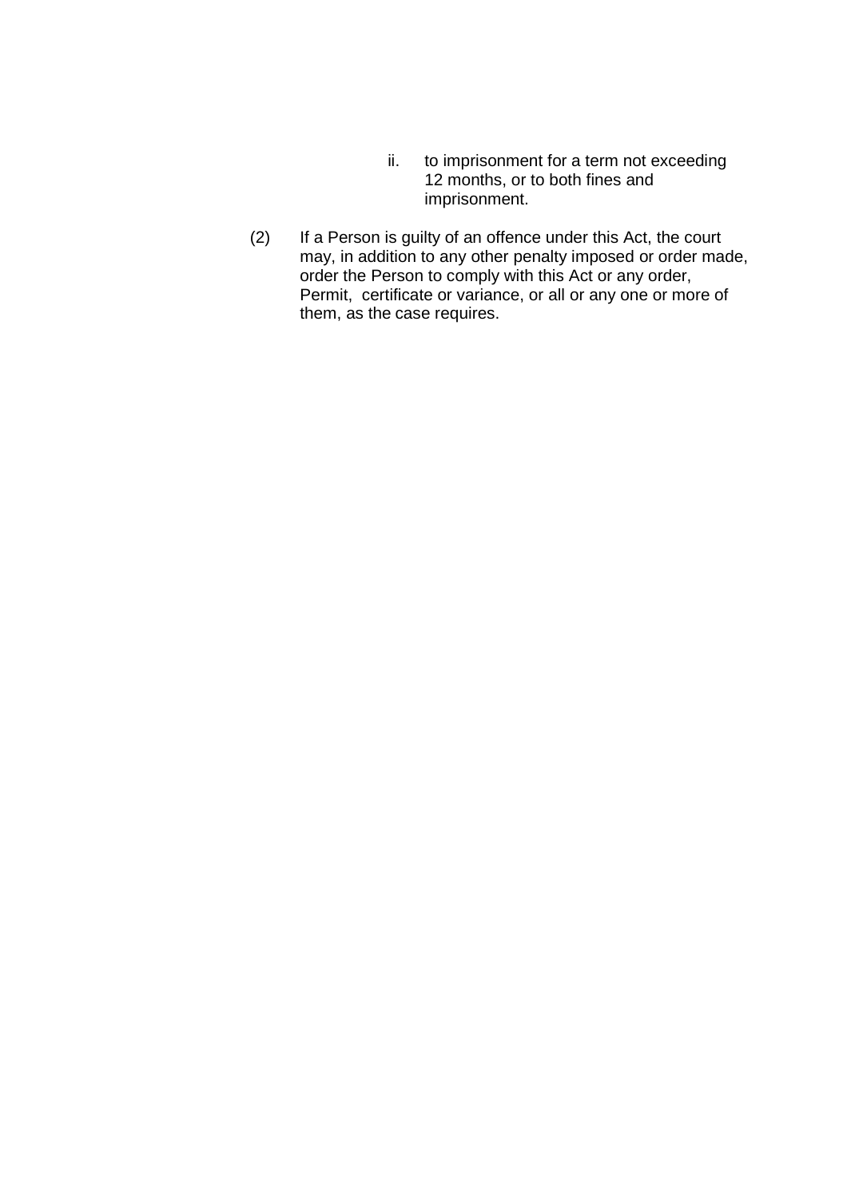ii. to imprisonment for a term not exceeding 12 months, or to both fines and imprisonment.

(2) If a Person is guilty of an offence under this Act, the court may, in addition to any other penalty imposed or order made, order the Person to comply with this Act or any order, Permit, certificate or variance, or all or any one or more of them, as the case requires.